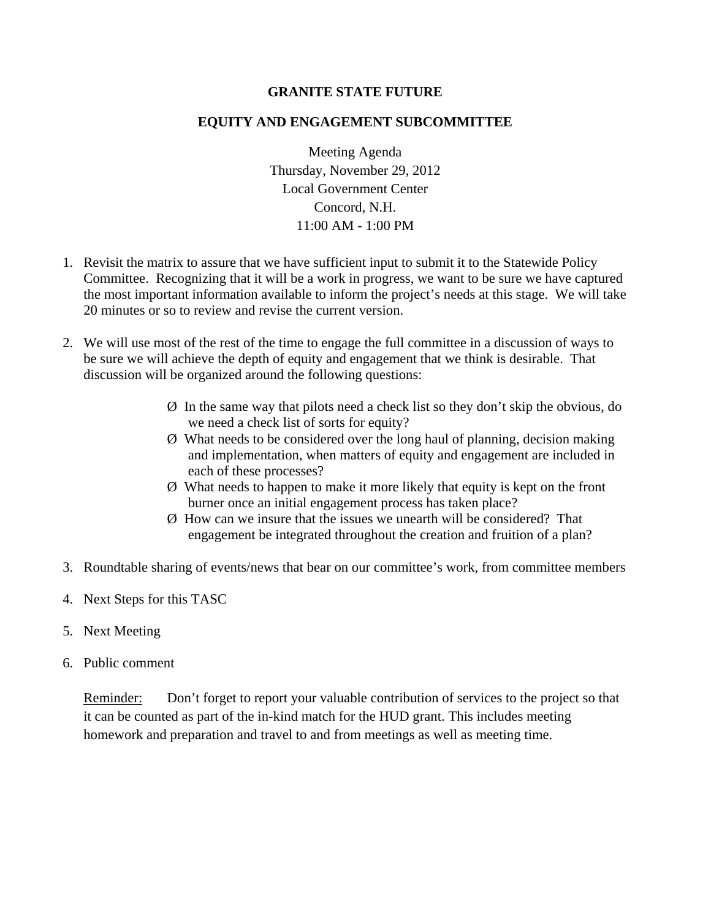# GRANITE STATE FUTURE

## EQUITY AND ENGAGEMENT SUBCOMMITTEE

Meeting Agenda
Thursday, November 29, 2012
Local Government Center
Concord, N.H.
11:00 AM - 1:00 PM

1. Revisit the matrix to assure that we have sufficient input to submit it to the Statewide Policy Committee. Recognizing that it will be a work in progress, we want to be sure we have captured the most important information available to inform the project's needs at this stage. We will take 20 minutes or so to review and revise the current version.

2. We will use most of the rest of the time to engage the full committee in a discussion of ways to be sure we will achieve the depth of equity and engagement that we think is desirable. That discussion will be organized around the following questions:

   - In the same way that pilots need a check list so they don't skip the obvious, do we need a check list of sorts for equity?
   - What needs to be considered over the long haul of planning, decision making and implementation, when matters of equity and engagement are included in each of these processes?
   - What needs to happen to make it more likely that equity is kept on the front burner once an initial engagement process has taken place?
   - How can we insure that the issues we unearth will be considered? That engagement be integrated throughout the creation and fruition of a plan?

3. Roundtable sharing of events/news that bear on our committee's work, from committee members

4. Next Steps for this TASC

5. Next Meeting

6. Public comment

Reminder: Don't forget to report your valuable contribution of services to the project so that it can be counted as part of the in-kind match for the HUD grant. This includes meeting homework and preparation and travel to and from meetings as well as meeting time.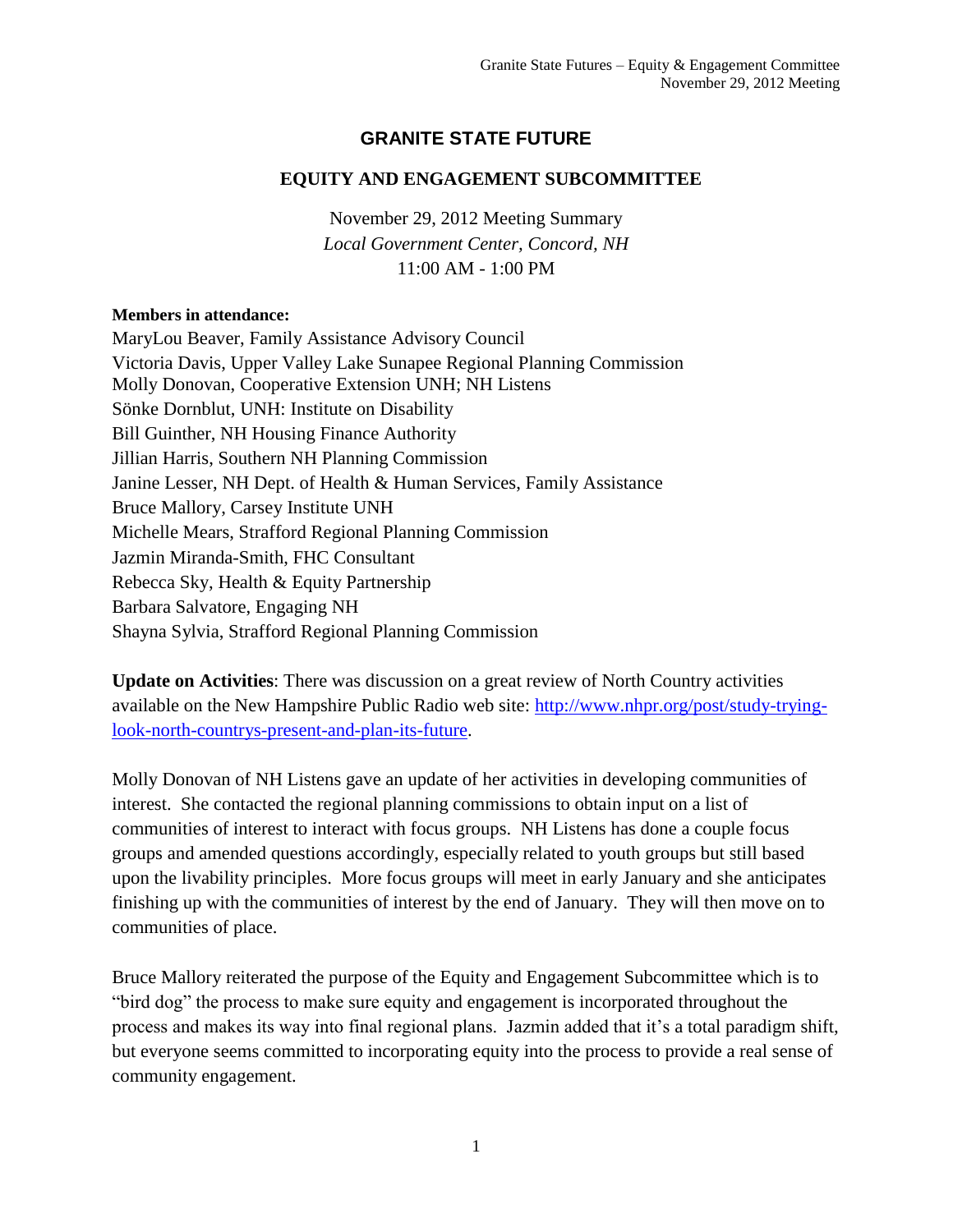# GRANITE STATE FUTURE

## EQUITY AND ENGAGEMENT SUBCOMMITTEE

November 29, 2012 Meeting Summary
*Local Government Center, Concord, NH*
11:00 AM - 1:00 PM

**Members in attendance:**
MaryLou Beaver, Family Assistance Advisory Council
Victoria Davis, Upper Valley Lake Sunapee Regional Planning Commission
Molly Donovan, Cooperative Extension UNH; NH Listens
Sönke Dornblut, UNH: Institute on Disability
Bill Guinther, NH Housing Finance Authority
Jillian Harris, Southern NH Planning Commission
Janine Lesser, NH Dept. of Health & Human Services, Family Assistance
Bruce Mallory, Carsey Institute UNH
Michelle Mears, Strafford Regional Planning Commission
Jazmin Miranda-Smith, FHC Consultant
Rebecca Sky, Health & Equity Partnership
Barbara Salvatore, Engaging NH
Shayna Sylvia, Strafford Regional Planning Commission

**Update on Activities**: There was discussion on a great review of North Country activities available on the New Hampshire Public Radio web site: http://www.nhpr.org/post/study-trying-look-north-countrys-present-and-plan-its-future.

Molly Donovan of NH Listens gave an update of her activities in developing communities of interest. She contacted the regional planning commissions to obtain input on a list of communities of interest to interact with focus groups. NH Listens has done a couple focus groups and amended questions accordingly, especially related to youth groups but still based upon the livability principles. More focus groups will meet in early January and she anticipates finishing up with the communities of interest by the end of January. They will then move on to communities of place.

Bruce Mallory reiterated the purpose of the Equity and Engagement Subcommittee which is to "bird dog" the process to make sure equity and engagement is incorporated throughout the process and makes its way into final regional plans. Jazmin added that it's a total paradigm shift, but everyone seems committed to incorporating equity into the process to provide a real sense of community engagement.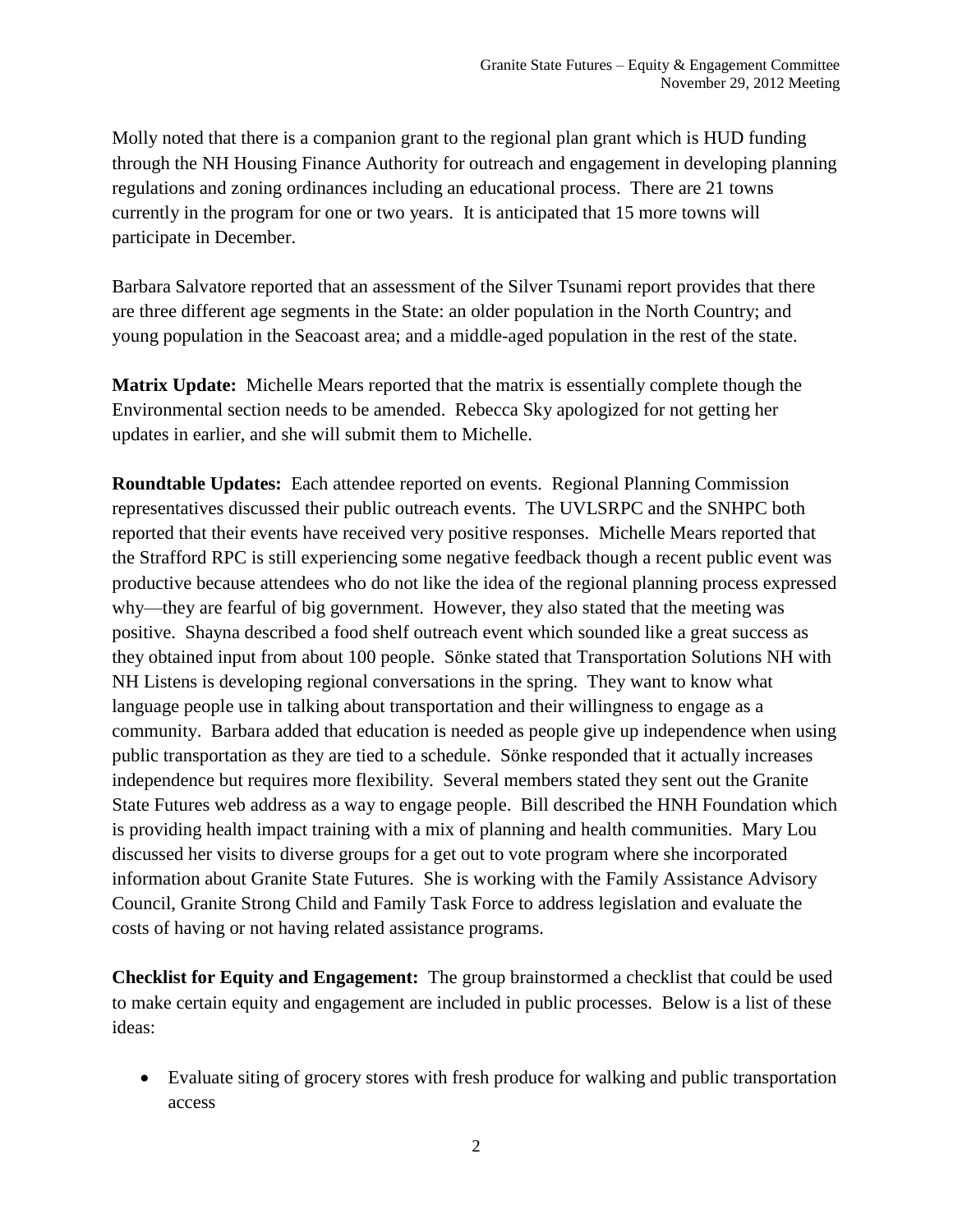Molly noted that there is a companion grant to the regional plan grant which is HUD funding through the NH Housing Finance Authority for outreach and engagement in developing planning regulations and zoning ordinances including an educational process. There are 21 towns currently in the program for one or two years. It is anticipated that 15 more towns will participate in December.

Barbara Salvatore reported that an assessment of the Silver Tsunami report provides that there are three different age segments in the State: an older population in the North Country; and young population in the Seacoast area; and a middle-aged population in the rest of the state.

**Matrix Update:** Michelle Mears reported that the matrix is essentially complete though the Environmental section needs to be amended. Rebecca Sky apologized for not getting her updates in earlier, and she will submit them to Michelle.

**Roundtable Updates:** Each attendee reported on events. Regional Planning Commission representatives discussed their public outreach events. The UVLSRPC and the SNHPC both reported that their events have received very positive responses. Michelle Mears reported that the Strafford RPC is still experiencing some negative feedback though a recent public event was productive because attendees who do not like the idea of the regional planning process expressed why—they are fearful of big government. However, they also stated that the meeting was positive. Shayna described a food shelf outreach event which sounded like a great success as they obtained input from about 100 people. Sönke stated that Transportation Solutions NH with NH Listens is developing regional conversations in the spring. They want to know what language people use in talking about transportation and their willingness to engage as a community. Barbara added that education is needed as people give up independence when using public transportation as they are tied to a schedule. Sönke responded that it actually increases independence but requires more flexibility. Several members stated they sent out the Granite State Futures web address as a way to engage people. Bill described the HNH Foundation which is providing health impact training with a mix of planning and health communities. Mary Lou discussed her visits to diverse groups for a get out to vote program where she incorporated information about Granite State Futures. She is working with the Family Assistance Advisory Council, Granite Strong Child and Family Task Force to address legislation and evaluate the costs of having or not having related assistance programs.

**Checklist for Equity and Engagement:** The group brainstormed a checklist that could be used to make certain equity and engagement are included in public processes. Below is a list of these ideas:

- Evaluate siting of grocery stores with fresh produce for walking and public transportation access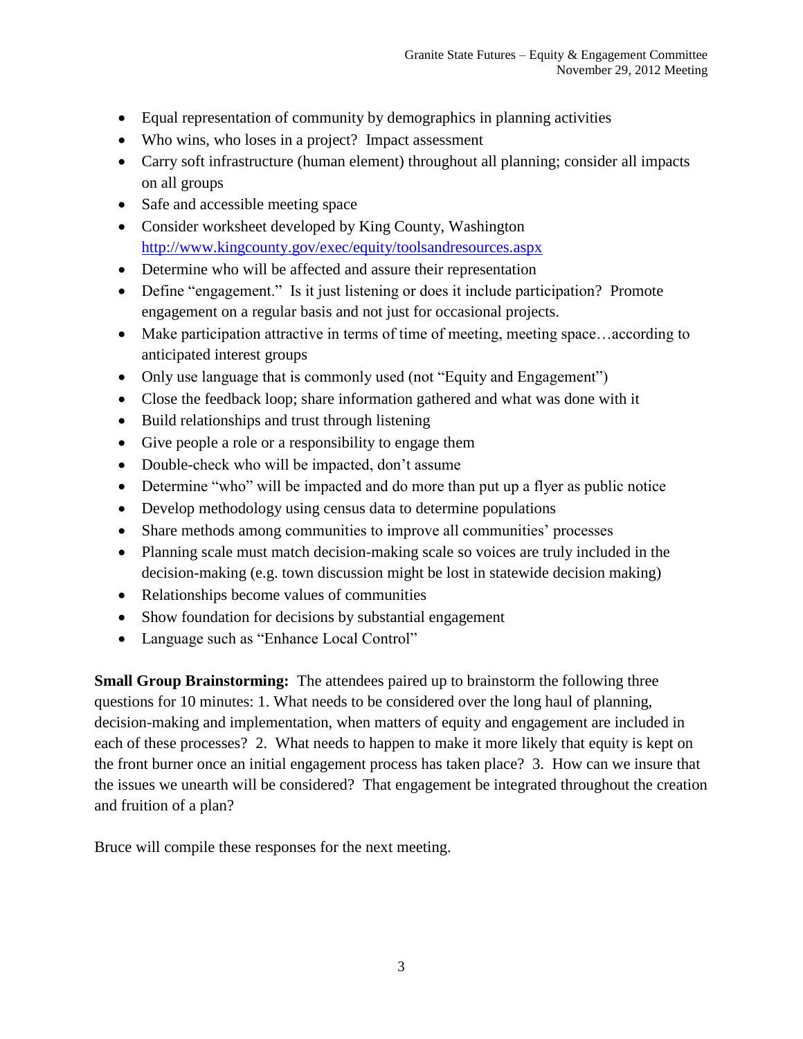- Equal representation of community by demographics in planning activities
- Who wins, who loses in a project? Impact assessment
- Carry soft infrastructure (human element) throughout all planning; consider all impacts on all groups
- Safe and accessible meeting space
- Consider worksheet developed by King County, Washington http://www.kingcounty.gov/exec/equity/toolsandresources.aspx
- Determine who will be affected and assure their representation
- Define "engagement." Is it just listening or does it include participation? Promote engagement on a regular basis and not just for occasional projects.
- Make participation attractive in terms of time of meeting, meeting space…according to anticipated interest groups
- Only use language that is commonly used (not "Equity and Engagement")
- Close the feedback loop; share information gathered and what was done with it
- Build relationships and trust through listening
- Give people a role or a responsibility to engage them
- Double-check who will be impacted, don't assume
- Determine "who" will be impacted and do more than put up a flyer as public notice
- Develop methodology using census data to determine populations
- Share methods among communities to improve all communities' processes
- Planning scale must match decision-making scale so voices are truly included in the decision-making (e.g. town discussion might be lost in statewide decision making)
- Relationships become values of communities
- Show foundation for decisions by substantial engagement
- Language such as "Enhance Local Control"

**Small Group Brainstorming:** The attendees paired up to brainstorm the following three questions for 10 minutes: 1. What needs to be considered over the long haul of planning, decision-making and implementation, when matters of equity and engagement are included in each of these processes? 2. What needs to happen to make it more likely that equity is kept on the front burner once an initial engagement process has taken place? 3. How can we insure that the issues we unearth will be considered? That engagement be integrated throughout the creation and fruition of a plan?

Bruce will compile these responses for the next meeting.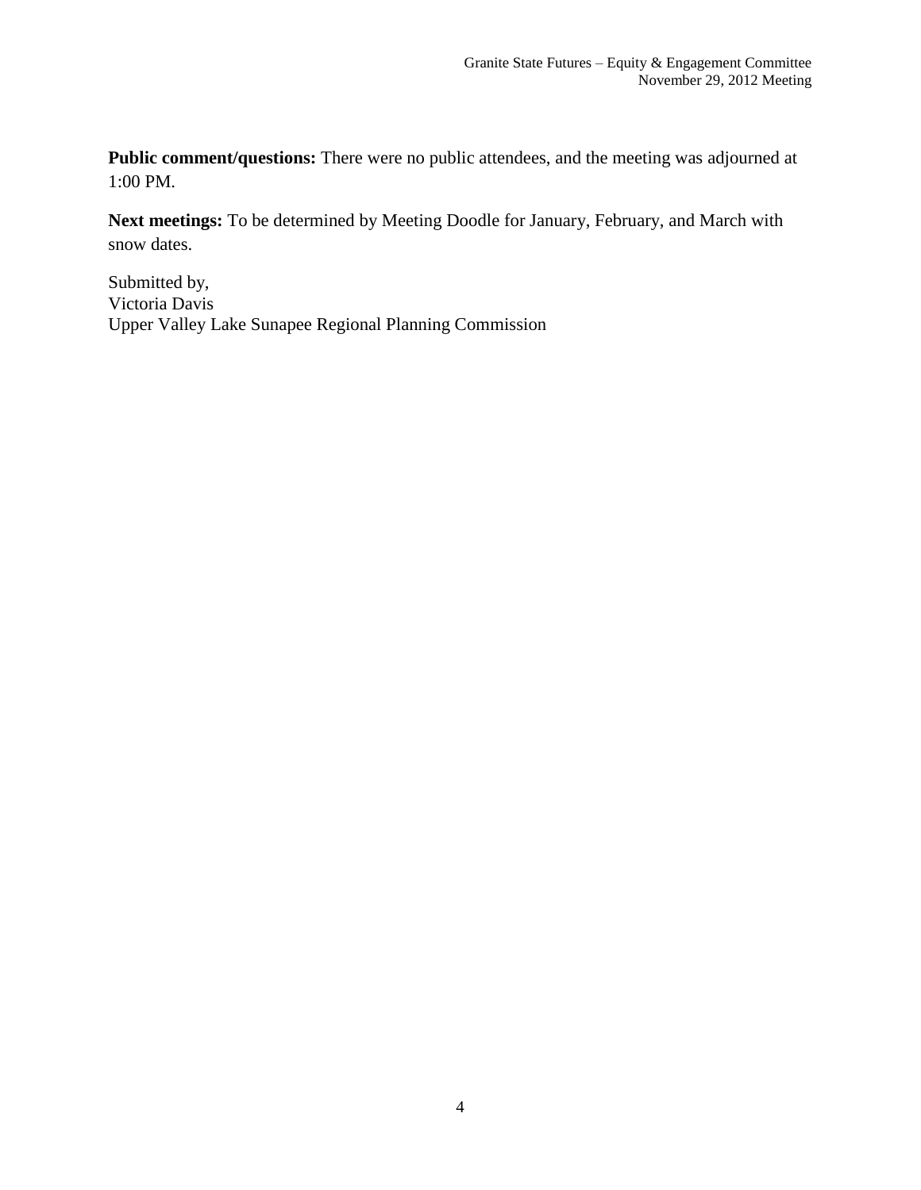**Public comment/questions:** There were no public attendees, and the meeting was adjourned at 1:00 PM.

**Next meetings:** To be determined by Meeting Doodle for January, February, and March with snow dates.

Submitted by,
Victoria Davis
Upper Valley Lake Sunapee Regional Planning Commission